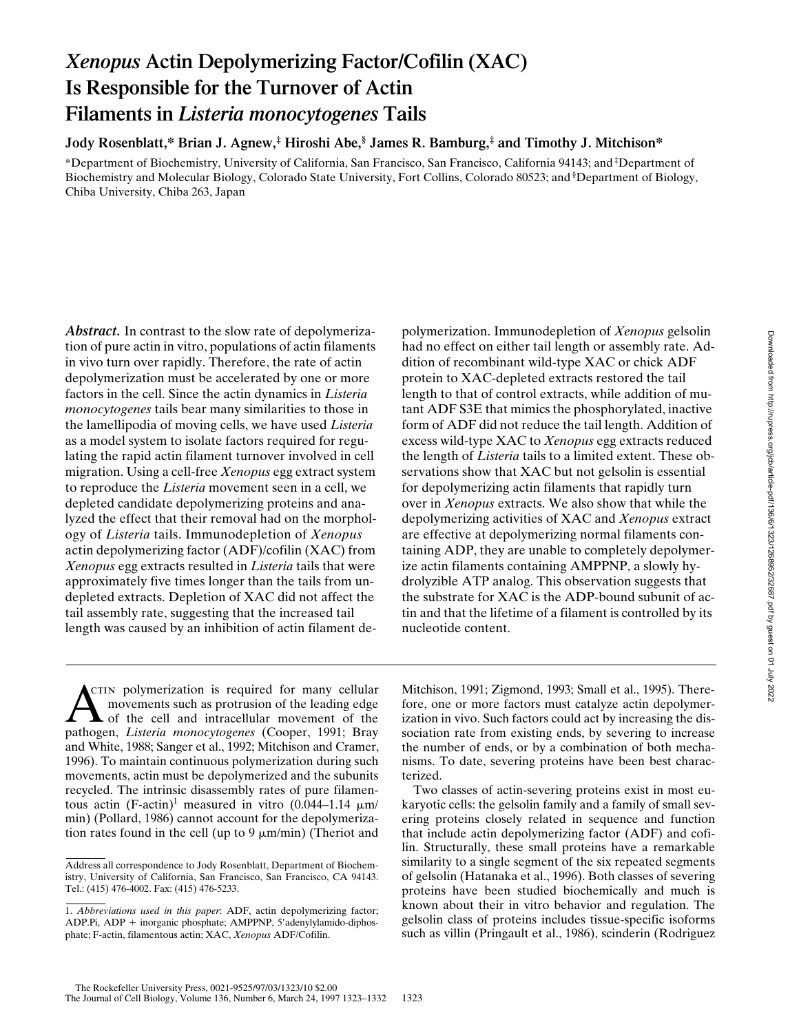# *Xenopus* Actin Depolymerizing Factor/Cofilin (XAC) Is Responsible for the Turnover of Actin Filaments in *Listeria monocytogenes* Tails

**Jody Rosenblatt,\* Brian J. Agnew,‡ Hiroshi Abe,§ James R. Bamburg,‡ and Timothy J. Mitchison\***

\*Department of Biochemistry, University of California, San Francisco, San Francisco, California 94143; and ‡Department of Biochemistry and Molecular Biology, Colorado State University, Fort Collins, Colorado 80523; and §Department of Biology, Chiba University, Chiba 263, Japan

***Abstract.*** In contrast to the slow rate of depolymerization of pure actin in vitro, populations of actin filaments in vivo turn over rapidly. Therefore, the rate of actin depolymerization must be accelerated by one or more factors in the cell. Since the actin dynamics in *Listeria monocytogenes* tails bear many similarities to those in the lamellipodia of moving cells, we have used *Listeria* as a model system to isolate factors required for regulating the rapid actin filament turnover involved in cell migration. Using a cell-free *Xenopus* egg extract system to reproduce the *Listeria* movement seen in a cell, we depleted candidate depolymerizing proteins and analyzed the effect that their removal had on the morphology of *Listeria* tails. Immunodepletion of *Xenopus* actin depolymerizing factor (ADF)/cofilin (XAC) from *Xenopus* egg extracts resulted in *Listeria* tails that were approximately five times longer than the tails from undepleted extracts. Depletion of XAC did not affect the tail assembly rate, suggesting that the increased tail length was caused by an inhibition of actin filament depolymerization. Immunodepletion of *Xenopus* gelsolin had no effect on either tail length or assembly rate. Addition of recombinant wild-type XAC or chick ADF protein to XAC-depleted extracts restored the tail length to that of control extracts, while addition of mutant ADF S3E that mimics the phosphorylated, inactive form of ADF did not reduce the tail length. Addition of excess wild-type XAC to *Xenopus* egg extracts reduced the length of *Listeria* tails to a limited extent. These observations show that XAC but not gelsolin is essential for depolymerizing actin filaments that rapidly turn over in *Xenopus* extracts. We also show that while the depolymerizing activities of XAC and *Xenopus* extract are effective at depolymerizing normal filaments containing ADP, they are unable to completely depolymerize actin filaments containing AMPPNP, a slowly hydrolyzible ATP analog. This observation suggests that the substrate for XAC is the ADP-bound subunit of actin and that the lifetime of a filament is controlled by its nucleotide content.

Actin polymerization is required for many cellular movements such as protrusion of the leading edge of the cell and intracellular movement of the pathogen, *Listeria monocytogenes* (Cooper, 1991; Bray and White, 1988; Sanger et al., 1992; Mitchison and Cramer, 1996). To maintain continuous polymerization during such movements, actin must be depolymerized and the subunits recycled. The intrinsic disassembly rates of pure filamentous actin (F-actin)[1] measured in vitro (0.044–1.14 μm/min) (Pollard, 1986) cannot account for the depolymerization rates found in the cell (up to 9 μm/min) (Theriot and Mitchison, 1991; Zigmond, 1993; Small et al., 1995). Therefore, one or more factors must catalyze actin depolymerization in vivo. Such factors could act by increasing the dissociation rate from existing ends, by severing to increase the number of ends, or by a combination of both mechanisms. To date, severing proteins have been best characterized.

Two classes of actin-severing proteins exist in most eukaryotic cells: the gelsolin family and a family of small severing proteins closely related in sequence and function that include actin depolymerizing factor (ADF) and cofilin. Structurally, these small proteins have a remarkable similarity to a single segment of the six repeated segments of gelsolin (Hatanaka et al., 1996). Both classes of severing proteins have been studied biochemically and much is known about their in vitro behavior and regulation. The gelsolin class of proteins includes tissue-specific isoforms such as villin (Pringault et al., 1986), scinderin (Rodriguez

Address all correspondence to Jody Rosenblatt, Department of Biochemistry, University of California, San Francisco, San Francisco, CA 94143. Tel.: (415) 476-4002. Fax: (415) 476-5233.

1. *Abbreviations used in this paper*: ADF, actin depolymerizing factor; ADP.Pi, ADP + inorganic phosphate; AMPPNP, 5′adenylylamido-diphosphate; F-actin, filamentous actin; XAC, *Xenopus* ADF/Cofilin.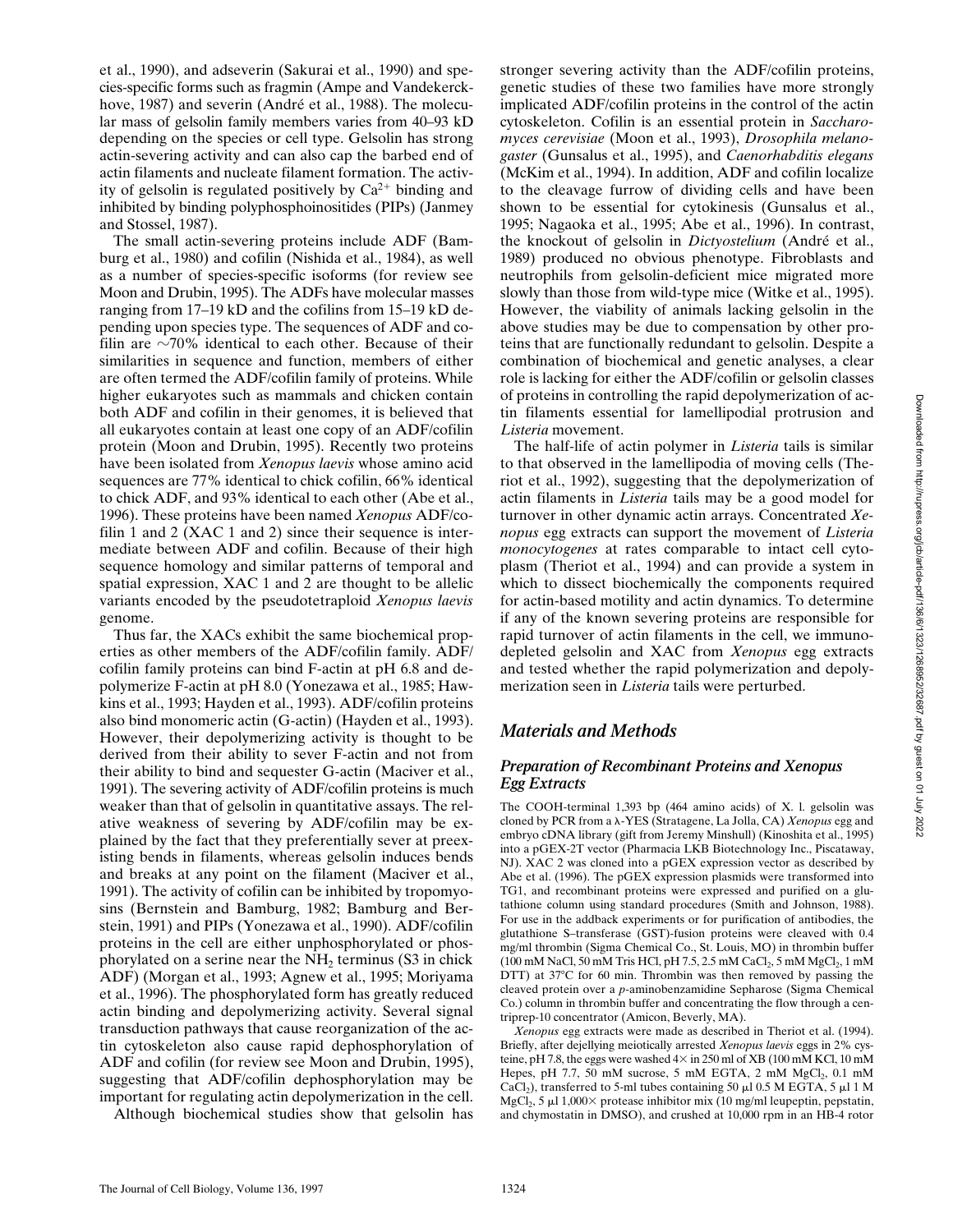et al., 1990), and adseverin (Sakurai et al., 1990) and species-specific forms such as fragmin (Ampe and Vandekerckhove, 1987) and severin (André et al., 1988). The molecular mass of gelsolin family members varies from 40–93 kD depending on the species or cell type. Gelsolin has strong actin-severing activity and can also cap the barbed end of actin filaments and nucleate filament formation. The activity of gelsolin is regulated positively by $Ca^{2+}$ binding and inhibited by binding polyphosphoinositides (PIPs) (Janmey and Stossel, 1987).

The small actin-severing proteins include ADF (Bamburg et al., 1980) and cofilin (Nishida et al., 1984), as well as a number of species-specific isoforms (for review see Moon and Drubin, 1995). The ADFs have molecular masses ranging from 17–19 kD and the cofilins from 15–19 kD depending upon species type. The sequences of ADF and cofilin are ~70% identical to each other. Because of their similarities in sequence and function, members of either are often termed the ADF/cofilin family of proteins. While higher eukaryotes such as mammals and chicken contain both ADF and cofilin in their genomes, it is believed that all eukaryotes contain at least one copy of an ADF/cofilin protein (Moon and Drubin, 1995). Recently two proteins have been isolated from *Xenopus laevis* whose amino acid sequences are 77% identical to chick cofilin, 66% identical to chick ADF, and 93% identical to each other (Abe et al., 1996). These proteins have been named *Xenopus* ADF/cofilin 1 and 2 (XAC 1 and 2) since their sequence is intermediate between ADF and cofilin. Because of their high sequence homology and similar patterns of temporal and spatial expression, XAC 1 and 2 are thought to be allelic variants encoded by the pseudotetraploid *Xenopus laevis* genome.

Thus far, the XACs exhibit the same biochemical properties as other members of the ADF/cofilin family. ADF/cofilin family proteins can bind F-actin at pH 6.8 and depolymerize F-actin at pH 8.0 (Yonezawa et al., 1985; Hawkins et al., 1993; Hayden et al., 1993). ADF/cofilin proteins also bind monomeric actin (G-actin) (Hayden et al., 1993). However, their depolymerizing activity is thought to be derived from their ability to sever F-actin and not from their ability to bind and sequester G-actin (Maciver et al., 1991). The severing activity of ADF/cofilin proteins is much weaker than that of gelsolin in quantitative assays. The relative weakness of severing by ADF/cofilin may be explained by the fact that they preferentially sever at preexisting bends in filaments, whereas gelsolin induces bends and breaks at any point on the filament (Maciver et al., 1991). The activity of cofilin can be inhibited by tropomyosins (Bernstein and Bamburg, 1982; Bamburg and Berstein, 1991) and PIPs (Yonezawa et al., 1990). ADF/cofilin proteins in the cell are either unphosphorylated or phosphorylated on a serine near the $NH_2$ terminus (S3 in chick ADF) (Morgan et al., 1993; Agnew et al., 1995; Moriyama et al., 1996). The phosphorylated form has greatly reduced actin binding and depolymerizing activity. Several signal transduction pathways that cause reorganization of the actin cytoskeleton also cause rapid dephosphorylation of ADF and cofilin (for review see Moon and Drubin, 1995), suggesting that ADF/cofilin dephosphorylation may be important for regulating actin depolymerization in the cell.

Although biochemical studies show that gelsolin has stronger severing activity than the ADF/cofilin proteins, genetic studies of these two families have more strongly implicated ADF/cofilin proteins in the control of the actin cytoskeleton. Cofilin is an essential protein in *Saccharomyces cerevisiae* (Moon et al., 1993), *Drosophila melanogaster* (Gunsalus et al., 1995), and *Caenorhabditis elegans* (McKim et al., 1994). In addition, ADF and cofilin localize to the cleavage furrow of dividing cells and have been shown to be essential for cytokinesis (Gunsalus et al., 1995; Nagaoka et al., 1995; Abe et al., 1996). In contrast, the knockout of gelsolin in *Dictyostelium* (André et al., 1989) produced no obvious phenotype. Fibroblasts and neutrophils from gelsolin-deficient mice migrated more slowly than those from wild-type mice (Witke et al., 1995). However, the viability of animals lacking gelsolin in the above studies may be due to compensation by other proteins that are functionally redundant to gelsolin. Despite a combination of biochemical and genetic analyses, a clear role is lacking for either the ADF/cofilin or gelsolin classes of proteins in controlling the rapid depolymerization of actin filaments essential for lamellipodial protrusion and *Listeria* movement.

The half-life of actin polymer in *Listeria* tails is similar to that observed in the lamellipodia of moving cells (Theriot et al., 1992), suggesting that the depolymerization of actin filaments in *Listeria* tails may be a good model for turnover in other dynamic actin arrays. Concentrated *Xenopus* egg extracts can support the movement of *Listeria monocytogenes* at rates comparable to intact cell cytoplasm (Theriot et al., 1994) and can provide a system in which to dissect biochemically the components required for actin-based motility and actin dynamics. To determine if any of the known severing proteins are responsible for rapid turnover of actin filaments in the cell, we immunodepleted gelsolin and XAC from *Xenopus* egg extracts and tested whether the rapid polymerization and depolymerization seen in *Listeria* tails were perturbed.

## Materials and Methods

### Preparation of Recombinant Proteins and Xenopus Egg Extracts

The COOH-terminal 1,393 bp (464 amino acids) of X. l. gelsolin was cloned by PCR from a λ-YES (Stratagene, La Jolla, CA) *Xenopus* egg and embryo cDNA library (gift from Jeremy Minshull) (Kinoshita et al., 1995) into a pGEX-2T vector (Pharmacia LKB Biotechnology Inc., Piscataway, NJ). XAC 2 was cloned into a pGEX expression vector as described by Abe et al. (1996). The pGEX expression plasmids were transformed into TG1, and recombinant proteins were expressed and purified on a glutathione column using standard procedures (Smith and Johnson, 1988). For use in the addback experiments or for purification of antibodies, the glutathione S–transferase (GST)-fusion proteins were cleaved with 0.4 mg/ml thrombin (Sigma Chemical Co., St. Louis, MO) in thrombin buffer (100 mM NaCl, 50 mM Tris HCl, pH 7.5, 2.5 mM $CaCl_2$, 5 mM $MgCl_2$, 1 mM DTT) at 37°C for 60 min. Thrombin was then removed by passing the cleaved protein over a *p*-aminobenzamidine Sepharose (Sigma Chemical Co.) column in thrombin buffer and concentrating the flow through a centriprep-10 concentrator (Amicon, Beverly, MA).

*Xenopus* egg extracts were made as described in Theriot et al. (1994). Briefly, after dejellying meiotically arrested *Xenopus laevis* eggs in 2% cysteine, pH 7.8, the eggs were washed 4× in 250 ml of XB (100 mM KCl, 10 mM Hepes, pH 7.7, 50 mM sucrose, 5 mM EGTA, 2 mM $MgCl_2$, 0.1 mM $CaCl_2$), transferred to 5-ml tubes containing 50 μl 0.5 M EGTA, 5 μl 1 M $MgCl_2$, 5 μl 1,000× protease inhibitor mix (10 mg/ml leupeptin, pepstatin, and chymostatin in DMSO), and crushed at 10,000 rpm in an HB-4 rotor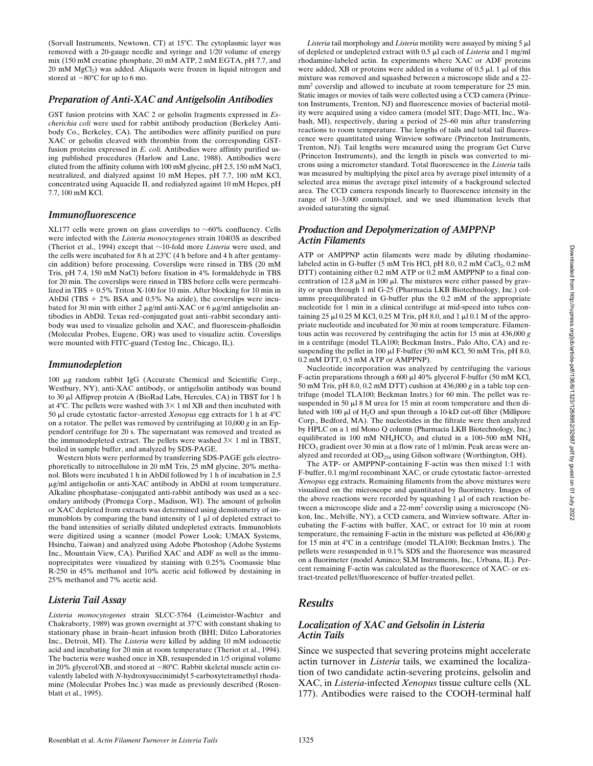(Sorvall Instruments, Newtown, CT) at 15°C. The cytoplasmic layer was removed with a 20-gauge needle and syringe and 1/20 volume of energy mix (150 mM creatine phosphate, 20 mM ATP, 2 mM EGTA, pH 7.7, and 20 mM $MgCl_2$) was added. Aliquots were frozen in liquid nitrogen and stored at −80°C for up to 6 mo.

### *Preparation of Anti-XAC and Antigelsolin Antibodies*

GST fusion proteins with XAC 2 or gelsolin fragments expressed in *Escherichia coli* were used for rabbit antibody production (Berkeley Antibody Co., Berkeley, CA). The antibodies were affinity purified on pure XAC or gelsolin cleaved with thrombin from the corresponding GST-fusion proteins expressed in *E. coli.* Antibodies were affinity purified using published procedures (Harlow and Lane, 1988). Antibodies were eluted from the affinity column with 100 mM glycine, pH 2.5, 150 mM NaCl, neutralized, and dialyzed against 10 mM Hepes, pH 7.7, 100 mM KCl, concentrated using Aquacide II, and redialyzed against 10 mM Hepes, pH 7.7, 100 mM KCl.

### *Immunofluorescence*

XL177 cells were grown on glass coverslips to ∼60% confluency. Cells were infected with the *Listeria monocytogenes* strain 10403S as described (Theriot et al., 1994) except that ∼10-fold more *Listeria* were used, and the cells were incubated for 8 h at 23°C (4 h before and 4 h after gentamycin addition) before processing. Coverslips were rinsed in TBS (20 mM Tris, pH 7.4, 150 mM NaCl) before fixation in 4% formaldehyde in TBS for 20 min. The coverslips were rinsed in TBS before cells were permeabilized in TBS + 0.5% Triton X-100 for 10 min. After blocking for 10 min in AbDil (TBS + 2% BSA and 0.5% Na azide), the coverslips were incubated for 30 min with either 2 μg/ml anti-XAC or 6 μg/ml antigelsolin antibodies in AbDil. Texas red–conjugated goat anti–rabbit secondary antibody was used to visualize gelsolin and XAC, and fluorescein-phalloidin (Molecular Probes, Eugene, OR) was used to visualize actin. Coverslips were mounted with FITC-guard (Testog Inc., Chicago, IL).

### *Immunodepletion*

100 μg random rabbit IgG (Accurate Chemical and Scientific Corp., Westbury, NY), anti-XAC antibody, or antigelsolin antibody was bound to 30 μl Affiprep protein A (BioRad Labs, Hercules, CA) in TBST for 1 h at 4°C. The pellets were washed with 3× 1 ml XB and then incubated with 50 μl crude cytostatic factor–arrested *Xenopus* egg extracts for 1 h at 4°C on a rotator. The pellet was removed by centrifuging at 10,000 *g* in an Eppendorf centrifuge for 20 s. The supernatant was removed and treated as the immunodepleted extract. The pellets were washed 3× 1 ml in TBST, boiled in sample buffer, and analyzed by SDS-PAGE.

Western blots were performed by transferring SDS-PAGE gels electrophoretically to nitrocellulose in 20 mM Tris, 25 mM glycine, 20% methanol. Blots were incubated 1 h in AbDil followed by 1 h of incubation in 2.5 μg/ml antigelsolin or anti-XAC antibody in AbDil at room temperature. Alkaline phosphatase–conjugated anti-rabbit antibody was used as a secondary antibody (Promega Corp., Madison, WI). The amount of gelsolin or XAC depleted from extracts was determined using densitometry of immunoblots by comparing the band intensity of 1 μl of depleted extract to the band intensities of serially diluted undepleted extracts. Immunoblots were digitized using a scanner (model Power Look; UMAX Systems, Hsinchu, Taiwan) and analyzed using Adobe Photoshop (Adobe Systems Inc., Mountain View, CA). Purified XAC and ADF as well as the immunoprecipitates were visualized by staining with 0.25% Coomassie blue R-250 in 45% methanol and 10% acetic acid followed by destaining in 25% methanol and 7% acetic acid.

### *Listeria Tail Assay*

*Listeria monocytogenes* strain SLCC-5764 (Leimeister-Wachter and Chakraborty, 1989) was grown overnight at 37°C with constant shaking to stationary phase in brain–heart infusion broth (BHI; Difco Laboratories Inc., Detroit, MI). The *Listeria* were killed by adding 10 mM iodoacetic acid and incubating for 20 min at room temperature (Theriot et al., 1994). The bacteria were washed once in XB, resuspended in 1/5 original volume in 20% glycerol/XB, and stored at −80°C. Rabbit skeletal muscle actin covalently labeled with *N*-hydroxysuccinimidyl 5-carboxytetramethyl rhodamine (Molecular Probes Inc.) was made as previously described (Rosenblatt et al., 1995).

*Listeria* tail morphology and *Listeria* motility were assayed by mixing 5 μl of depleted or undepleted extract with 0.5 μl each of *Listeria* and 1 mg/ml rhodamine-labeled actin. In experiments where XAC or ADF proteins were added, XB or proteins were added in a volume of 0.5 μl. 1 μl of this mixture was removed and squashed between a microscope slide and a 22-$mm^2$ coverslip and allowed to incubate at room temperature for 25 min. Static images or movies of tails were collected using a CCD camera (Princeton Instruments, Trenton, NJ) and fluorescence movies of bacterial motility were acquired using a video camera (model SIT; Dage-MTI, Inc., Wabash, MI), respectively, during a period of 25–60 min after transferring reactions to room temperature. The lengths of tails and total tail fluorescence were quantitated using Winview software (Princeton Instruments, Trenton, NJ). Tail lengths were measured using the program Get Curve (Princeton Instruments), and the length in pixels was converted to microns using a micrometer standard. Total fluorescence in the *Listeria* tails was measured by multiplying the pixel area by average pixel intensity of a selected area minus the average pixel intensity of a background selected area. The CCD camera responds linearly to fluorescence intensity in the range of 10–3,000 counts/pixel, and we used illumination levels that avoided saturating the signal.

### *Production and Depolymerization of AMPPNP Actin Filaments*

ATP or AMPPNP actin filaments were made by diluting rhodamine-labeled actin in G-buffer (5 mM Tris HCl, pH 8.0, 0.2 mM $CaCl_2$, 0.2 mM DTT) containing either 0.2 mM ATP or 0.2 mM AMPPNP to a final concentration of 12.8 μM in 100 μl. The mixtures were either passed by gravity or spun through 1 ml G-25 (Pharmacia LKB Biotechnology, Inc.) columns preequilibrated in G-buffer plus the 0.2 mM of the appropriate nucleotide for 1 min in a clinical centrifuge at mid-speed into tubes containing 25 μl 0.25 M KCl, 0.25 M Tris, pH 8.0, and 1 μl 0.1 M of the appropriate nucleotide and incubated for 30 min at room temperature. Filamentous actin was recovered by centrifuging the actin for 15 min at 436,000 *g* in a centrifuge (model TLA100; Beckman Instrs., Palo Alto, CA) and resuspending the pellet in 100 μl F-buffer (50 mM KCl, 50 mM Tris, pH 8.0, 0.2 mM DTT, 0.5 mM ATP or AMPPNP).

Nucleotide incorporation was analyzed by centrifuging the various F-actin preparations through a 600 μl 40% glycerol F-buffer (50 mM KCl, 50 mM Tris, pH 8.0, 0.2 mM DTT) cushion at 436,000 *g* in a table top centrifuge (model TLA100; Beckman Instrs.) for 60 min. The pellet was resuspended in 50 μl 8 M urea for 15 min at room temperature and then diluted with 100 μl of $H_2O$ and spun through a 10-kD cut-off filter (Millipore Corp., Bedford, MA). The nucleotides in the filtrate were then analyzed by HPLC on a 1 ml Mono Q column (Pharmacia LKB Biotechnology, Inc.) equilibrated in 100 mM $NH_4HCO_3$ and eluted in a 100–500 mM $NH_4HCO_3$ gradient over 30 min at a flow rate of 1 ml/min. Peak areas were analyzed and recorded at $OD_{254}$ using Gilson software (Worthington, OH).

The ATP- or AMPPNP-containing F-actin was then mixed 1:1 with F-buffer, 0.1 mg/ml recombinant XAC, or crude cytostatic factor–arrested *Xenopus* egg extracts. Remaining filaments from the above mixtures were visualized on the microscope and quantitated by fluorimetry. Images of the above reactions were recorded by squashing 1 μl of each reaction between a microscope slide and a 22-$mm^2$ coverslip using a microscope (Nikon, Inc., Melville, NY), a CCD camera, and Winview software. After incubating the F-actins with buffer, XAC, or extract for 10 min at room temperature, the remaining F-actin in the mixture was pelleted at 436,000 *g* for 15 min at 4°C in a centrifuge (model TLA100; Beckman Instrs.). The pellets were resuspended in 0.1% SDS and the fluoresence was measured on a fluorimeter (model Aminco; SLM Instruments, Inc., Urbana, IL). Percent remaining F-actin was calculated as the fluorescence of XAC- or extract-treated pellet/fluorescence of buffer-treated pellet.

## *Results*

### *Localization of XAC and Gelsolin in Listeria Actin Tails*

Since we suspected that severing proteins might accelerate actin turnover in *Listeria* tails, we examined the localization of two candidate actin-severing proteins, gelsolin and XAC, in *Listeria*-infected *Xenopus* tissue culture cells (XL 177). Antibodies were raised to the COOH-terminal half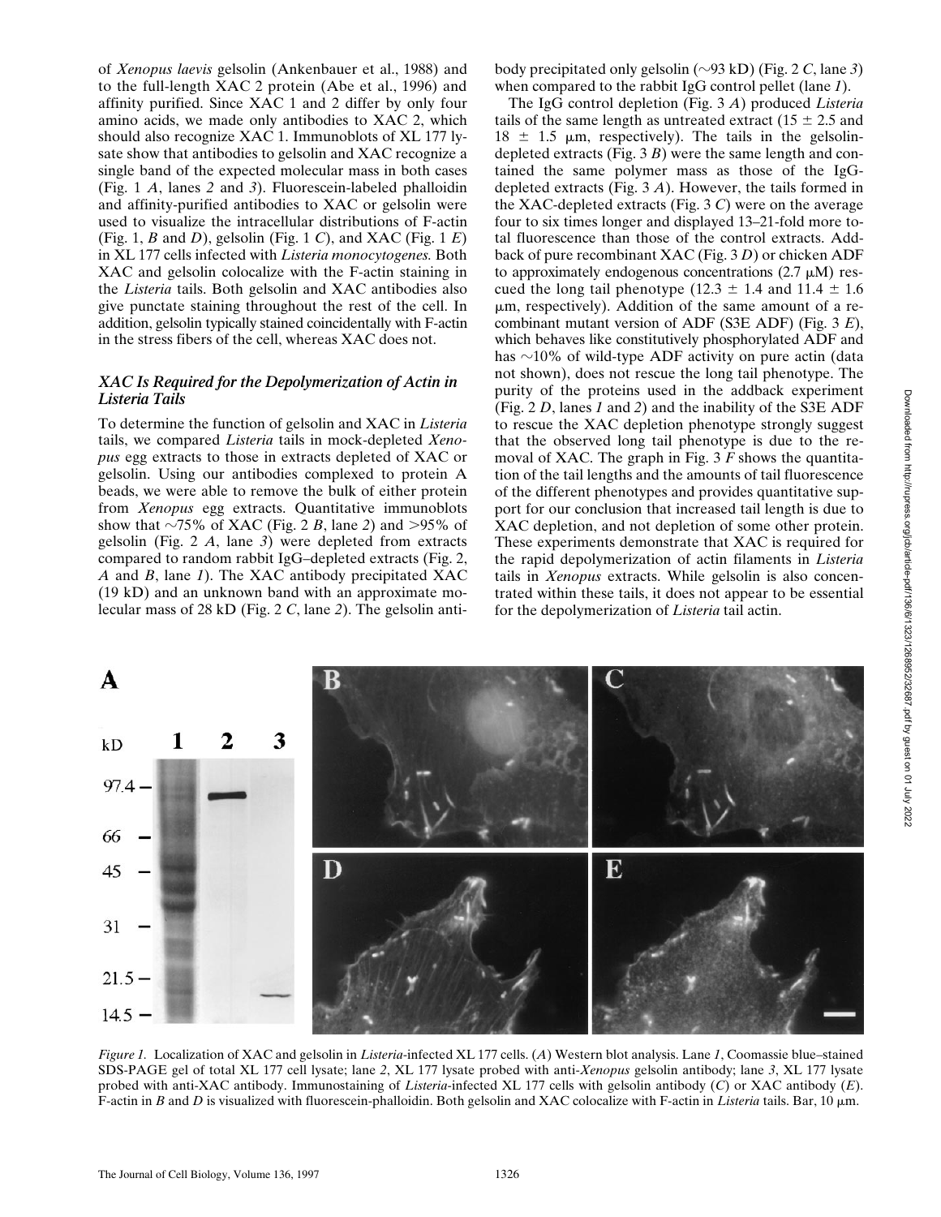of *Xenopus laevis* gelsolin (Ankenbauer et al., 1988) and to the full-length XAC 2 protein (Abe et al., 1996) and affinity purified. Since XAC 1 and 2 differ by only four amino acids, we made only antibodies to XAC 2, which should also recognize XAC 1. Immunoblots of XL 177 lysate show that antibodies to gelsolin and XAC recognize a single band of the expected molecular mass in both cases (Fig. 1 *A*, lanes *2* and *3*). Fluorescein-labeled phalloidin and affinity-purified antibodies to XAC or gelsolin were used to visualize the intracellular distributions of F-actin (Fig. 1, *B* and *D*), gelsolin (Fig. 1 *C*), and XAC (Fig. 1 *E*) in XL 177 cells infected with *Listeria monocytogenes.* Both XAC and gelsolin colocalize with the F-actin staining in the *Listeria* tails. Both gelsolin and XAC antibodies also give punctate staining throughout the rest of the cell. In addition, gelsolin typically stained coincidentally with F-actin in the stress fibers of the cell, whereas XAC does not.

### *XAC Is Required for the Depolymerization of Actin in Listeria Tails*

To determine the function of gelsolin and XAC in *Listeria* tails, we compared *Listeria* tails in mock-depleted *Xenopus* egg extracts to those in extracts depleted of XAC or gelsolin. Using our antibodies complexed to protein A beads, we were able to remove the bulk of either protein from *Xenopus* egg extracts. Quantitative immunoblots show that ~75% of XAC (Fig. 2 *B*, lane *2*) and >95% of gelsolin (Fig. 2 *A*, lane *3*) were depleted from extracts compared to random rabbit IgG–depleted extracts (Fig. 2, *A* and *B*, lane *1*). The XAC antibody precipitated XAC (19 kD) and an unknown band with an approximate molecular mass of 28 kD (Fig. 2 *C*, lane *2*). The gelsolin antibody precipitated only gelsolin (~93 kD) (Fig. 2 *C*, lane *3*) when compared to the rabbit IgG control pellet (lane *1*).

The IgG control depletion (Fig. 3 *A*) produced *Listeria* tails of the same length as untreated extract (15 ± 2.5 and 18 ± 1.5 μm, respectively). The tails in the gelsolin-depleted extracts (Fig. 3 *B*) were the same length and contained the same polymer mass as those of the IgG-depleted extracts (Fig. 3 *A*). However, the tails formed in the XAC-depleted extracts (Fig. 3 *C*) were on the average four to six times longer and displayed 13–21-fold more total fluorescence than those of the control extracts. Addback of pure recombinant XAC (Fig. 3 *D*) or chicken ADF to approximately endogenous concentrations (2.7 μM) rescued the long tail phenotype (12.3 ± 1.4 and 11.4 ± 1.6 μm, respectively). Addition of the same amount of a recombinant mutant version of ADF (S3E ADF) (Fig. 3 *E*), which behaves like constitutively phosphorylated ADF and has ~10% of wild-type ADF activity on pure actin (data not shown), does not rescue the long tail phenotype. The purity of the proteins used in the addback experiment (Fig. 2 *D*, lanes *1* and *2*) and the inability of the S3E ADF to rescue the XAC depletion phenotype strongly suggest that the observed long tail phenotype is due to the removal of XAC. The graph in Fig. 3 *F* shows the quantitation of the tail lengths and the amounts of tail fluorescence of the different phenotypes and provides quantitative support for our conclusion that increased tail length is due to XAC depletion, and not depletion of some other protein. These experiments demonstrate that XAC is required for the rapid depolymerization of actin filaments in *Listeria* tails in *Xenopus* extracts. While gelsolin is also concentrated within these tails, it does not appear to be essential for the depolymerization of *Listeria* tail actin.

*Figure 1.* Localization of XAC and gelsolin in *Listeria*-infected XL 177 cells. (*A*) Western blot analysis. Lane *1*, Coomassie blue–stained SDS-PAGE gel of total XL 177 cell lysate; lane *2*, XL 177 lysate probed with anti-*Xenopus* gelsolin antibody; lane *3*, XL 177 lysate probed with anti-XAC antibody. Immunostaining of *Listeria*-infected XL 177 cells with gelsolin antibody (*C*) or XAC antibody (*E*). F-actin in *B* and *D* is visualized with fluorescein-phalloidin. Both gelsolin and XAC colocalize with F-actin in *Listeria* tails. Bar, 10 μm.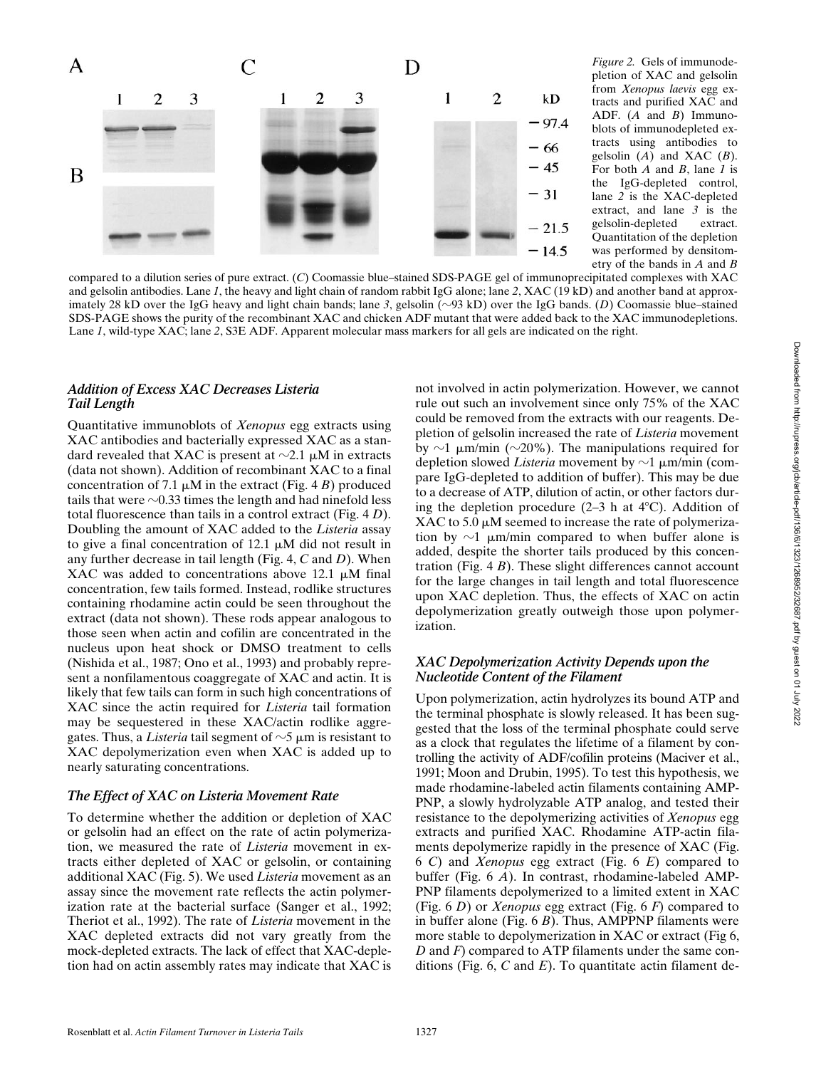*Figure 2.* Gels of immunodepletion of XAC and gelsolin from *Xenopus laevis* egg extracts and purified XAC and ADF. (*A* and *B*) Immunoblots of immunodepleted extracts using antibodies to gelsolin (*A*) and XAC (*B*). For both *A* and *B*, lane *1* is the IgG-depleted control, lane *2* is the XAC-depleted extract, and lane *3* is the gelsolin-depleted extract. Quantitation of the depletion was performed by densitometry of the bands in *A* and *B* compared to a dilution series of pure extract. (*C*) Coomassie blue–stained SDS-PAGE gel of immunoprecipitated complexes with XAC and gelsolin antibodies. Lane *1*, the heavy and light chain of random rabbit IgG alone; lane *2*, XAC (19 kD) and another band at approximately 28 kD over the IgG heavy and light chain bands; lane *3*, gelsolin (~93 kD) over the IgG bands. (*D*) Coomassie blue–stained SDS-PAGE shows the purity of the recombinant XAC and chicken ADF mutant that were added back to the XAC immunodepletions. Lane *1*, wild-type XAC; lane *2*, S3E ADF. Apparent molecular mass markers for all gels are indicated on the right.

### *Addition of Excess XAC Decreases Listeria Tail Length*

Quantitative immunoblots of *Xenopus* egg extracts using XAC antibodies and bacterially expressed XAC as a standard revealed that XAC is present at ~2.1 μM in extracts (data not shown). Addition of recombinant XAC to a final concentration of 7.1 μM in the extract (Fig. 4 *B*) produced tails that were ~0.33 times the length and had ninefold less total fluorescence than tails in a control extract (Fig. 4 *D*). Doubling the amount of XAC added to the *Listeria* assay to give a final concentration of 12.1 μM did not result in any further decrease in tail length (Fig. 4, *C* and *D*). When XAC was added to concentrations above 12.1 μM final concentration, few tails formed. Instead, rodlike structures containing rhodamine actin could be seen throughout the extract (data not shown). These rods appear analogous to those seen when actin and cofilin are concentrated in the nucleus upon heat shock or DMSO treatment to cells (Nishida et al., 1987; Ono et al., 1993) and probably represent a nonfilamentous coaggregate of XAC and actin. It is likely that few tails can form in such high concentrations of XAC since the actin required for *Listeria* tail formation may be sequestered in these XAC/actin rodlike aggregates. Thus, a *Listeria* tail segment of ~5 μm is resistant to XAC depolymerization even when XAC is added up to nearly saturating concentrations.

### *The Effect of XAC on Listeria Movement Rate*

To determine whether the addition or depletion of XAC or gelsolin had an effect on the rate of actin polymerization, we measured the rate of *Listeria* movement in extracts either depleted of XAC or gelsolin, or containing additional XAC (Fig. 5). We used *Listeria* movement as an assay since the movement rate reflects the actin polymerization rate at the bacterial surface (Sanger et al., 1992; Theriot et al., 1992). The rate of *Listeria* movement in the XAC depleted extracts did not vary greatly from the mock-depleted extracts. The lack of effect that XAC-depletion had on actin assembly rates may indicate that XAC is not involved in actin polymerization. However, we cannot rule out such an involvement since only 75% of the XAC could be removed from the extracts with our reagents. Depletion of gelsolin increased the rate of *Listeria* movement by ~1 μm/min (~20%). The manipulations required for depletion slowed *Listeria* movement by ~1 μm/min (compare IgG-depleted to addition of buffer). This may be due to a decrease of ATP, dilution of actin, or other factors during the depletion procedure (2–3 h at 4°C). Addition of XAC to 5.0 μM seemed to increase the rate of polymerization by ~1 μm/min compared to when buffer alone is added, despite the shorter tails produced by this concentration (Fig. 4 *B*). These slight differences cannot account for the large changes in tail length and total fluorescence upon XAC depletion. Thus, the effects of XAC on actin depolymerization greatly outweigh those upon polymerization.

### *XAC Depolymerization Activity Depends upon the Nucleotide Content of the Filament*

Upon polymerization, actin hydrolyzes its bound ATP and the terminal phosphate is slowly released. It has been suggested that the loss of the terminal phosphate could serve as a clock that regulates the lifetime of a filament by controlling the activity of ADF/cofilin proteins (Maciver et al., 1991; Moon and Drubin, 1995). To test this hypothesis, we made rhodamine-labeled actin filaments containing AMP-PNP, a slowly hydrolyzable ATP analog, and tested their resistance to the depolymerizing activities of *Xenopus* egg extracts and purified XAC. Rhodamine ATP-actin filaments depolymerize rapidly in the presence of XAC (Fig. 6 *C*) and *Xenopus* egg extract (Fig. 6 *E*) compared to buffer (Fig. 6 *A*). In contrast, rhodamine-labeled AMP-PNP filaments depolymerized to a limited extent in XAC (Fig. 6 *D*) or *Xenopus* egg extract (Fig. 6 *F*) compared to in buffer alone (Fig. 6 *B*). Thus, AMPPNP filaments were more stable to depolymerization in XAC or extract (Fig 6, *D* and *F*) compared to ATP filaments under the same conditions (Fig. 6, *C* and *E*). To quantitate actin filament de-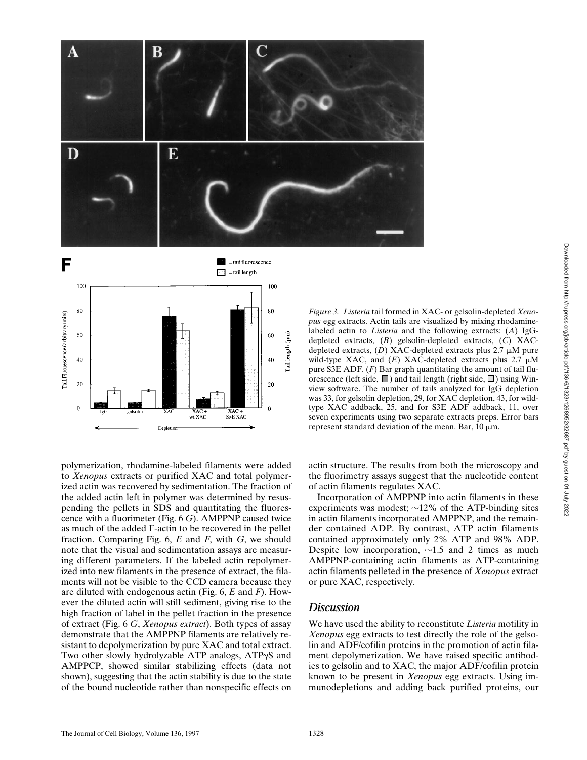*Figure 3.* *Listeria* tail formed in XAC- or gelsolin-depleted *Xenopus* egg extracts. Actin tails are visualized by mixing rhodamine-labeled actin to *Listeria* and the following extracts: (*A*) IgG-depleted extracts, (*B*) gelsolin-depleted extracts, (*C*) XAC-depleted extracts, (*D*) XAC-depleted extracts plus 2.7 μM pure wild-type XAC, and (*E*) XAC-depleted extracts plus 2.7 μM pure S3E ADF. (*F*) Bar graph quantitating the amount of tail fluorescence (left side, ■) and tail length (right side, □) using Winview software. The number of tails analyzed for IgG depletion was 33, for gelsolin depletion, 29, for XAC depletion, 43, for wild-type XAC addback, 25, and for S3E ADF addback, 11, over seven experiments using two separate extracts preps. Error bars represent standard deviation of the mean. Bar, 10 μm.

polymerization, rhodamine-labeled filaments were added to *Xenopus* extracts or purified XAC and total polymerized actin was recovered by sedimentation. The fraction of the added actin left in polymer was determined by resuspending the pellets in SDS and quantitating the fluorescence with a fluorimeter (Fig. 6 *G*). AMPPNP caused twice as much of the added F-actin to be recovered in the pellet fraction. Comparing Fig. 6, *E* and *F*, with *G*, we should note that the visual and sedimentation assays are measuring different parameters. If the labeled actin repolymerized into new filaments in the presence of extract, the filaments will not be visible to the CCD camera because they are diluted with endogenous actin (Fig. 6, *E* and *F*). However the diluted actin will still sediment, giving rise to the high fraction of label in the pellet fraction in the presence of extract (Fig. 6 *G*, *Xenopus extract*). Both types of assay demonstrate that the AMPPNP filaments are relatively resistant to depolymerization by pure XAC and total extract. Two other slowly hydrolyzable ATP analogs, ATPγS and AMPPCP, showed similar stabilizing effects (data not shown), suggesting that the actin stability is due to the state of the bound nucleotide rather than nonspecific effects on actin structure. The results from both the microscopy and the fluorimetry assays suggest that the nucleotide content of actin filaments regulates XAC.

Incorporation of AMPPNP into actin filaments in these experiments was modest; ~12% of the ATP-binding sites in actin filaments incorporated AMPPNP, and the remainder contained ADP. By contrast, ATP actin filaments contained approximately only 2% ATP and 98% ADP. Despite low incorporation, ~1.5 and 2 times as much AMPPNP-containing actin filaments as ATP-containing actin filaments pelleted in the presence of *Xenopus* extract or pure XAC, respectively.

## Discussion

We have used the ability to reconstitute *Listeria* motility in *Xenopus* egg extracts to test directly the role of the gelsolin and ADF/cofilin proteins in the promotion of actin filament depolymerization. We have raised specific antibodies to gelsolin and to XAC, the major ADF/cofilin protein known to be present in *Xenopus* egg extracts. Using immunodepletions and adding back purified proteins, our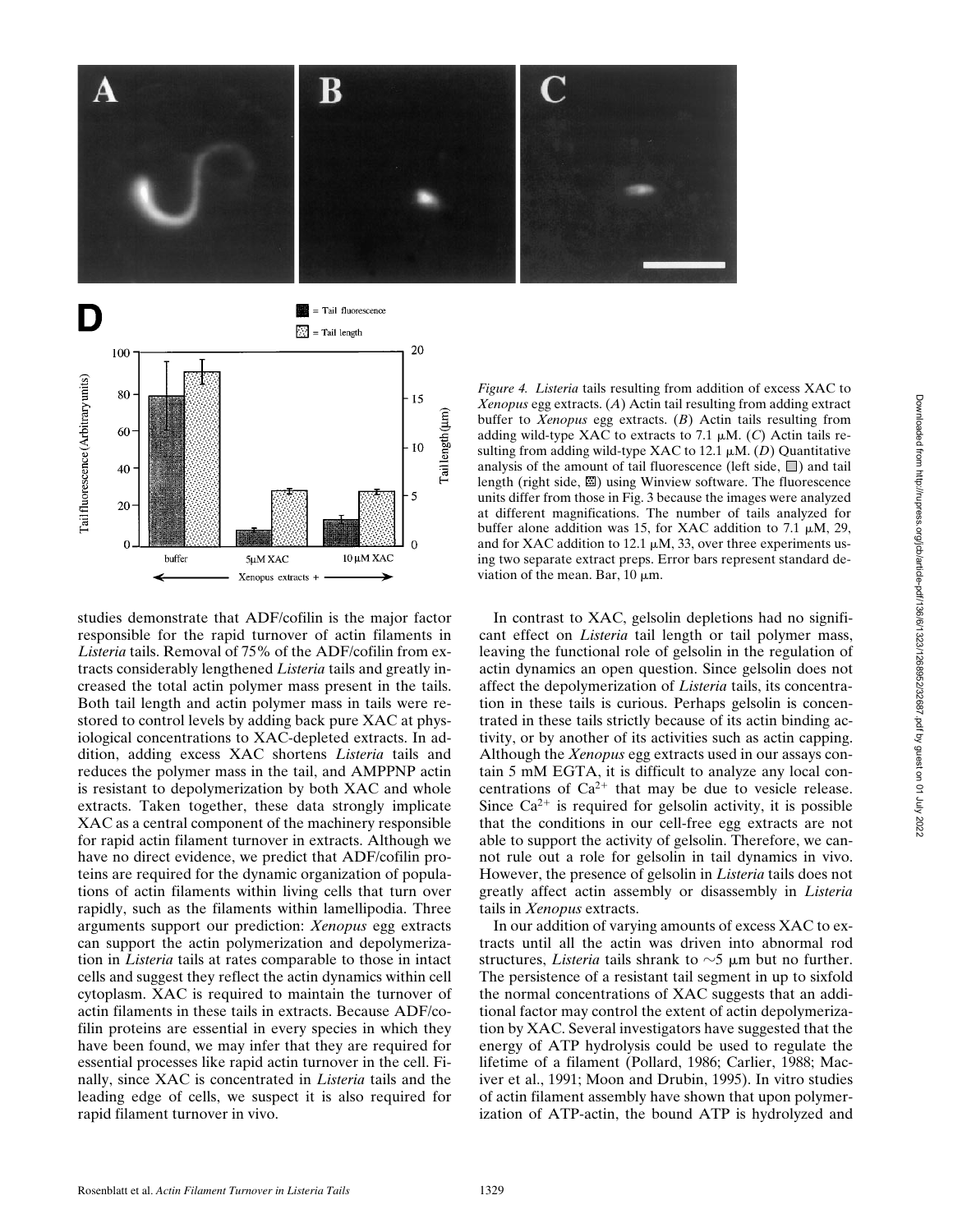A

B

C

D

= Tail fluorescence

= Tail length

Tail fluorescence (Arbitrary units)

Tail length (μm)

100
80
60
40
20
0

20
15
10
5
0

buffer

5μM XAC

10 μM XAC

Xenopus extracts +

*Figure 4. Listeria* tails resulting from addition of excess XAC to *Xenopus* egg extracts. (*A*) Actin tail resulting from adding extract buffer to *Xenopus* egg extracts. (*B*) Actin tails resulting from adding wild-type XAC to extracts to 7.1 μM. (*C*) Actin tails resulting from adding wild-type XAC to 12.1 μM. (*D*) Quantitative analysis of the amount of tail fluorescence (left side, ▢) and tail length (right side, ▩) using Winview software. The fluorescence units differ from those in Fig. 3 because the images were analyzed at different magnifications. The number of tails analyzed for buffer alone addition was 15, for XAC addition to 7.1 μM, 29, and for XAC addition to 12.1 μM, 33, over three experiments using two separate extract preps. Error bars represent standard deviation of the mean. Bar, 10 μm.

studies demonstrate that ADF/cofilin is the major factor responsible for the rapid turnover of actin filaments in *Listeria* tails. Removal of 75% of the ADF/cofilin from extracts considerably lengthened *Listeria* tails and greatly increased the total actin polymer mass present in the tails. Both tail length and actin polymer mass in tails were restored to control levels by adding back pure XAC at physiological concentrations to XAC-depleted extracts. In addition, adding excess XAC shortens *Listeria* tails and reduces the polymer mass in the tail, and AMPPNP actin is resistant to depolymerization by both XAC and whole extracts. Taken together, these data strongly implicate XAC as a central component of the machinery responsible for rapid actin filament turnover in extracts. Although we have no direct evidence, we predict that ADF/cofilin proteins are required for the dynamic organization of populations of actin filaments within living cells that turn over rapidly, such as the filaments within lamellipodia. Three arguments support our prediction: *Xenopus* egg extracts can support the actin polymerization and depolymerization in *Listeria* tails at rates comparable to those in intact cells and suggest they reflect the actin dynamics within cell cytoplasm. XAC is required to maintain the turnover of actin filaments in these tails in extracts. Because ADF/cofilin proteins are essential in every species in which they have been found, we may infer that they are required for essential processes like rapid actin turnover in the cell. Finally, since XAC is concentrated in *Listeria* tails and the leading edge of cells, we suspect it is also required for rapid filament turnover in vivo.

In contrast to XAC, gelsolin depletions had no significant effect on *Listeria* tail length or tail polymer mass, leaving the functional role of gelsolin in the regulation of actin dynamics an open question. Since gelsolin does not affect the depolymerization of *Listeria* tails, its concentration in these tails is curious. Perhaps gelsolin is concentrated in these tails strictly because of its actin binding activity, or by another of its activities such as actin capping. Although the *Xenopus* egg extracts used in our assays contain 5 mM EGTA, it is difficult to analyze any local concentrations of $Ca^{2+}$ that may be due to vesicle release. Since $Ca^{2+}$ is required for gelsolin activity, it is possible that the conditions in our cell-free egg extracts are not able to support the activity of gelsolin. Therefore, we cannot rule out a role for gelsolin in tail dynamics in vivo. However, the presence of gelsolin in *Listeria* tails does not greatly affect actin assembly or disassembly in *Listeria* tails in *Xenopus* extracts.

In our addition of varying amounts of excess XAC to extracts until all the actin was driven into abnormal rod structures, *Listeria* tails shrank to ∼5 μm but no further. The persistence of a resistant tail segment in up to sixfold the normal concentrations of XAC suggests that an additional factor may control the extent of actin depolymerization by XAC. Several investigators have suggested that the energy of ATP hydrolysis could be used to regulate the lifetime of a filament (Pollard, 1986; Carlier, 1988; Maciver et al., 1991; Moon and Drubin, 1995). In vitro studies of actin filament assembly have shown that upon polymerization of ATP-actin, the bound ATP is hydrolyzed and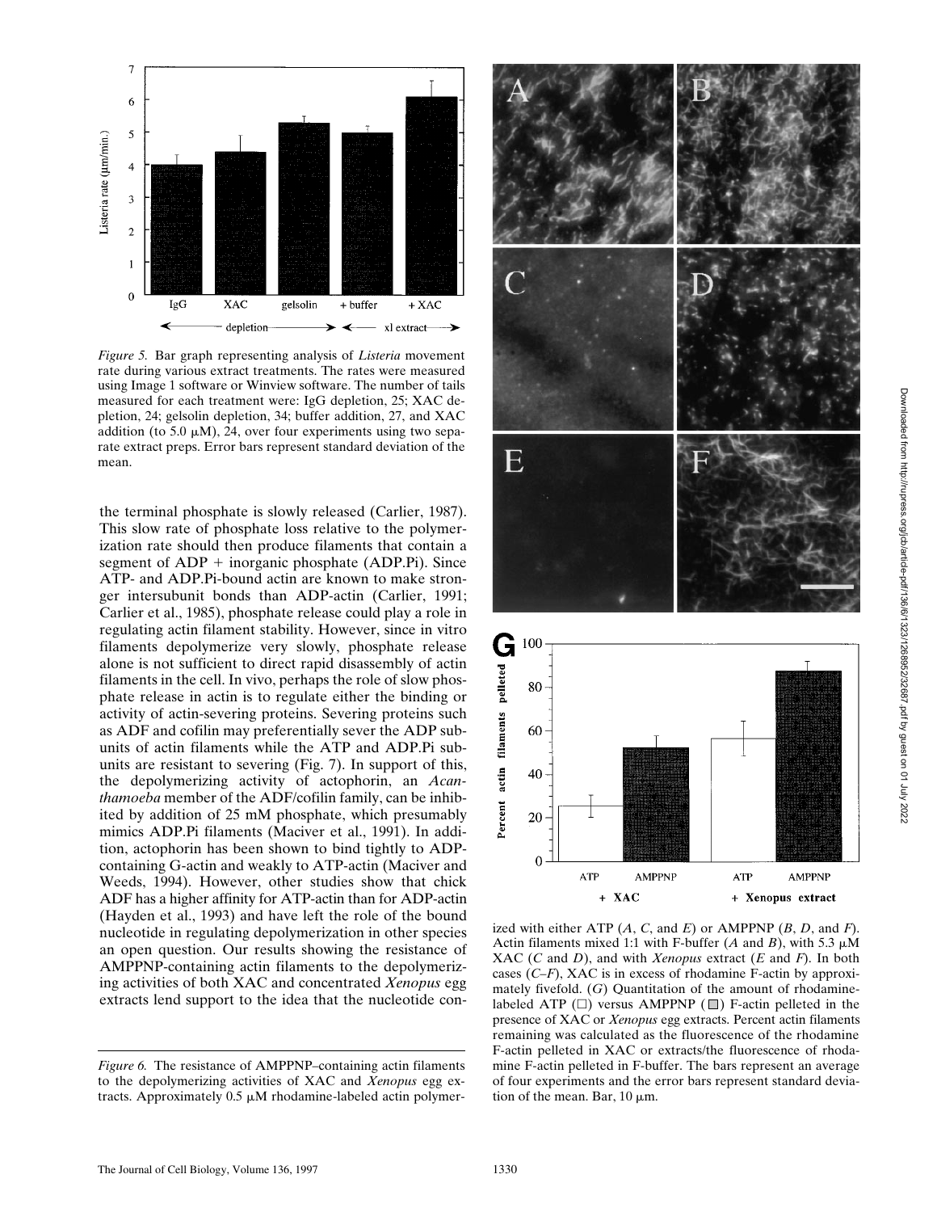*Figure 5.* Bar graph representing analysis of *Listeria* movement rate during various extract treatments. The rates were measured using Image 1 software or Winview software. The number of tails measured for each treatment were: IgG depletion, 25; XAC depletion, 24; gelsolin depletion, 34; buffer addition, 27, and XAC addition (to 5.0 μM), 24, over four experiments using two separate extract preps. Error bars represent standard deviation of the mean.

the terminal phosphate is slowly released (Carlier, 1987). This slow rate of phosphate loss relative to the polymerization rate should then produce filaments that contain a segment of ADP + inorganic phosphate (ADP.Pi). Since ATP- and ADP.Pi-bound actin are known to make stronger intersubunit bonds than ADP-actin (Carlier, 1991; Carlier et al., 1985), phosphate release could play a role in regulating actin filament stability. However, since in vitro filaments depolymerize very slowly, phosphate release alone is not sufficient to direct rapid disassembly of actin filaments in the cell. In vivo, perhaps the role of slow phosphate release in actin is to regulate either the binding or activity of actin-severing proteins. Severing proteins such as ADF and cofilin may preferentially sever the ADP subunits of actin filaments while the ATP and ADP.Pi subunits are resistant to severing (Fig. 7). In support of this, the depolymerizing activity of actophorin, an *Acanthamoeba* member of the ADF/cofilin family, can be inhibited by addition of 25 mM phosphate, which presumably mimics ADP.Pi filaments (Maciver et al., 1991). In addition, actophorin has been shown to bind tightly to ADP-containing G-actin and weakly to ATP-actin (Maciver and Weeds, 1994). However, other studies show that chick ADF has a higher affinity for ATP-actin than for ADP-actin (Hayden et al., 1993) and have left the role of the bound nucleotide in regulating depolymerization in other species an open question. Our results showing the resistance of AMPPNP-containing actin filaments to the depolymerizing activities of both XAC and concentrated *Xenopus* egg extracts lend support to the idea that the nucleotide con-

*Figure 6.* The resistance of AMPPNP–containing actin filaments to the depolymerizing activities of XAC and *Xenopus* egg extracts. Approximately 0.5 μM rhodamine-labeled actin polymerized with either ATP (*A*, *C*, and *E*) or AMPPNP (*B*, *D*, and *F*). Actin filaments mixed 1:1 with F-buffer (*A* and *B*), with 5.3 μM XAC (*C* and *D*), and with *Xenopus* extract (*E* and *F*). In both cases (*C*–*F*), XAC is in excess of rhodamine F-actin by approximately fivefold. (*G*) Quantitation of the amount of rhodamine-labeled ATP (□) versus AMPPNP (▩) F-actin pelleted in the presence of XAC or *Xenopus* egg extracts. Percent actin filaments remaining was calculated as the fluorescence of the rhodamine F-actin pelleted in XAC or extracts/the fluorescence of rhodamine F-actin pelleted in F-buffer. The bars represent an average of four experiments and the error bars represent standard deviation of the mean. Bar, 10 μm.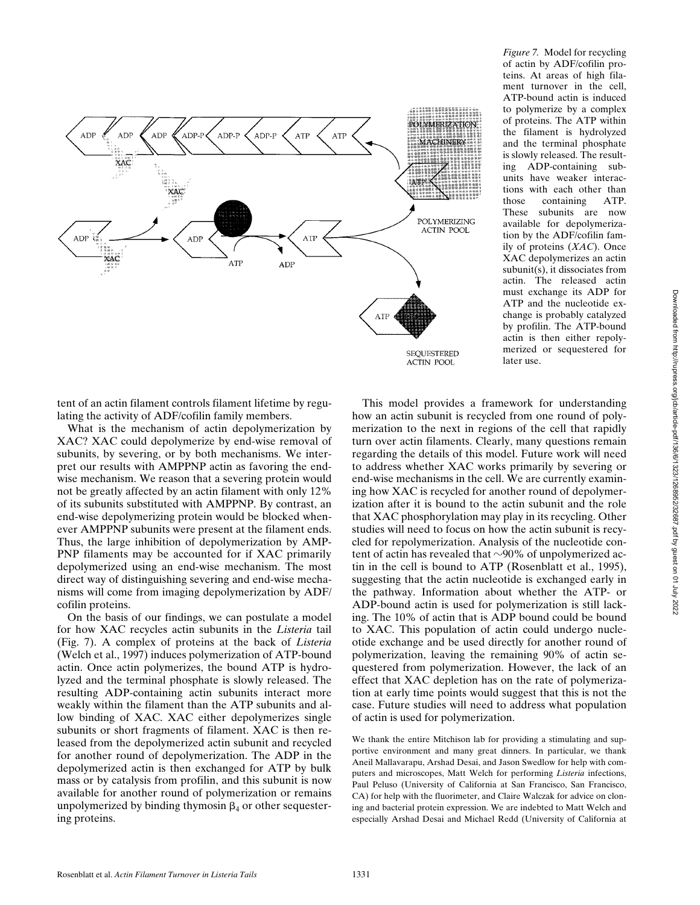*Figure 7.* Model for recycling of actin by ADF/cofilin proteins. At areas of high filament turnover in the cell, ATP-bound actin is induced to polymerize by a complex of proteins. The ATP within the filament is hydrolyzed and the terminal phosphate is slowly released. The resulting ADP-containing subunits have weaker interactions with each other than those containing ATP. These subunits are now available for depolymerization by the ADF/cofilin family of proteins (*XAC*). Once XAC depolymerizes an actin subunit(s), it dissociates from actin. The released actin must exchange its ADP for ATP and the nucleotide exchange is probably catalyzed by profilin. The ATP-bound actin is then either repolymerized or sequestered for later use.

tent of an actin filament controls filament lifetime by regulating the activity of ADF/cofilin family members.

What is the mechanism of actin depolymerization by XAC? XAC could depolymerize by end-wise removal of subunits, by severing, or by both mechanisms. We interpret our results with AMPPNP actin as favoring the end-wise mechanism. We reason that a severing protein would not be greatly affected by an actin filament with only 12% of its subunits substituted with AMPPNP. By contrast, an end-wise depolymerizing protein would be blocked whenever AMPPNP subunits were present at the filament ends. Thus, the large inhibition of depolymerization by AMPPNP filaments may be accounted for if XAC primarily depolymerized using an end-wise mechanism. The most direct way of distinguishing severing and end-wise mechanisms will come from imaging depolymerization by ADF/cofilin proteins.

On the basis of our findings, we can postulate a model for how XAC recycles actin subunits in the *Listeria* tail (Fig. 7). A complex of proteins at the back of *Listeria* (Welch et al., 1997) induces polymerization of ATP-bound actin. Once actin polymerizes, the bound ATP is hydrolyzed and the terminal phosphate is slowly released. The resulting ADP-containing actin subunits interact more weakly within the filament than the ATP subunits and allow binding of XAC. XAC either depolymerizes single subunits or short fragments of filament. XAC is then released from the depolymerized actin subunit and recycled for another round of depolymerization. The ADP in the depolymerized actin is then exchanged for ATP by bulk mass or by catalysis from profilin, and this subunit is now available for another round of polymerization or remains unpolymerized by binding thymosin $\beta_4$ or other sequestering proteins.

This model provides a framework for understanding how an actin subunit is recycled from one round of polymerization to the next in regions of the cell that rapidly turn over actin filaments. Clearly, many questions remain regarding the details of this model. Future work will need to address whether XAC works primarily by severing or end-wise mechanisms in the cell. We are currently examining how XAC is recycled for another round of depolymerization after it is bound to the actin subunit and the role that XAC phosphorylation may play in its recycling. Other studies will need to focus on how the actin subunit is recycled for repolymerization. Analysis of the nucleotide content of actin has revealed that ~90% of unpolymerized actin in the cell is bound to ATP (Rosenblatt et al., 1995), suggesting that the actin nucleotide is exchanged early in the pathway. Information about whether the ATP- or ADP-bound actin is used for polymerization is still lacking. The 10% of actin that is ADP bound could be bound to XAC. This population of actin could undergo nucleotide exchange and be used directly for another round of polymerization, leaving the remaining 90% of actin sequestered from polymerization. However, the lack of an effect that XAC depletion has on the rate of polymerization at early time points would suggest that this is not the case. Future studies will need to address what population of actin is used for polymerization.

We thank the entire Mitchison lab for providing a stimulating and supportive environment and many great dinners. In particular, we thank Aneil Mallavarapu, Arshad Desai, and Jason Swedlow for help with computers and microscopes, Matt Welch for performing *Listeria* infections, Paul Peluso (University of California at San Francisco, San Francisco, CA) for help with the fluorimeter, and Claire Walczak for advice on cloning and bacterial protein expression. We are indebted to Matt Welch and especially Arshad Desai and Michael Redd (University of California at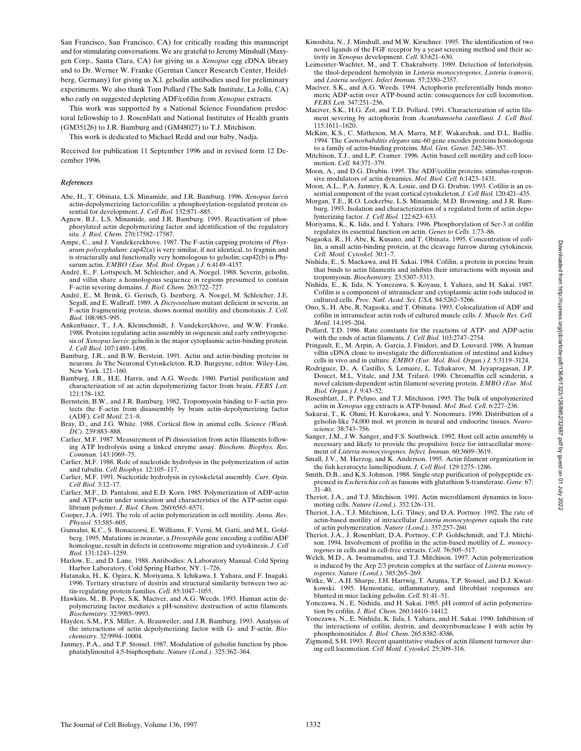San Francisco, San Francisco, CA) for critically reading this manuscript and for stimulating conversations. We are grateful to Jeremy Minshull (Maxygen Corp., Santa Clara, CA) for giving us a *Xenopus* egg cDNA library and to Dr. Werner W. Franke (German Cancer Research Center, Heidelberg, Germany) for giving us X.l. gelsolin antibodies used for preliminary experiments. We also thank Tom Pollard (The Salk Institute, La Jolla, CA) who early on suggested depleting ADF/cofilin from *Xenopus* extracts.

This work was supported by a National Science Foundation predoctoral fellowship to J. Rosenblatt and National Institutes of Health grants (GM35126) to J.R. Bamburg and (GM48027) to T.J. Mitchison.

This work is dedicated to Michael Redd and our baby, Nadja.

Received for publication 11 September 1996 and in revised form 12 December 1996.

### *References*

Abe, H., T. Obinata, L.S. Minamide, and J.R. Bamburg. 1996. *Xenopus laevis* actin-depolymerizing factor/cofilin: a phosphorylation-regulated protein essential for development. *J. Cell Biol.* 132:871–885.

Agnew, B.J., L.S. Minamide, and J.R. Bamburg. 1995. Reactivation of phosphorylated actin depolymerizing factor and identification of the regulatory site. *J. Biol. Chem.* 270:17582–17587.

Ampe, C., and J. Vandekerckhove. 1987. The F-actin capping proteins of *Physarum polycephalum*: cap42(a) is very similar, if not identical, to fragmin and is structurally and functionally very homologous to gelsolin; cap42(b) is Physarum actin. *EMBO (Eur. Mol. Biol. Organ.) J.* 6:4149–4157.

André, E., F. Lottspeich, M. Schleicher, and A. Noegel. 1988. Severin, gelsolin, and villin share a homologous sequence in regions presumed to contain F-actin severing domains. *J. Biol. Chem.* 263:722–727.

André, E., M. Brink, G. Gerisch, G. Isenberg, A. Noegel, M. Schleicher, J.E. Segall, and E. Wallraff. 1989. A *Dictyostelium* mutant deficient in severin, an F-actin fragmenting protein, shows normal motility and chemotaxis. *J. Cell. Biol.* 108:985–995.

Ankenbauer, T., J.A. Kleinschmidt, J. Vandekerckhove, and W.W. Franke. 1988. Proteins regulating actin assembly in oogenesis and early embryogenesis of *Xenopus laevis*: gelsolin is the major cytoplasmic actin-binding protein. *J. Cell Biol.* 107:1489–1498.

Bamburg, J.R., and B.W. Berstein. 1991. Actin and actin-binding proteins in neurons. *In* The Neuronal Cytoskeleton. R.D. Burgeyne, editor. Wiley-Liss, New York. 121–160.

Bamburg, J.R., H.E. Harris, and A.G. Weeds. 1980. Partial purification and characterization of an actin depolymerizing factor from brain. *FEBS Lett.* 121:178–182.

Bernstein, B.W., and J.R. Bamburg. 1982. Tropomyosin binding to F-actin protects the F-actin from disassembly by brain actin-depolymerizing factor (ADF). *Cell Motil.* 2:1–8.

Bray, D., and J.G. White. 1988. Cortical flow in animal cells. *Science (Wash. DC).* 239:883–888.

Carlier, M.F. 1987. Measurement of Pi dissociation from actin filaments following ATP hydrolysis using a linked enzyme assay. *Biochem. Biophys. Res. Commun.* 143:1069–75.

Carlier, M.F. 1988. Role of nucleotide hydrolysis in the polymerization of actin and tubulin. *Cell Biophys.* 12:105–117.

Carlier, M.F. 1991. Nucleotide hydrolysis in cytoskeletal assembly. *Curr. Opin. Cell Biol.* 3:12–17.

Carlier, M.F., D. Pantaloni, and E.D. Korn. 1985. Polymerization of ADP-actin and ATP-actin under sonication and characteristics of the ATP-actin equilibrium polymer. *J. Biol. Chem.* 260:6565–6571.

Cooper, J.A. 1991. The role of actin polymerization in cell motility. *Annu. Rev. Physiol.* 53:585–605.

Gunsalus, K.C., S. Bonaccorsi, E. Williams, F. Verni, M. Gatti, and M.L. Goldberg. 1995. Mutations in *twinstar*, a *Drosophila* gene encoding a cofilin/ADF homologue, result in defects in centrosome migration and cytokinesis. *J. Cell Biol.* 131:1243–1259.

Harlow, E., and D. Lane. 1988. Antibodies: A Laboratory Manual. Cold Spring Harbor Laboratory, Cold Spring Harbor, NY. 1–726.

Hatanaka, H., K. Ogura, K. Moriyama, S. Ichikawa, I. Yahara, and F. Inagaki. 1996. Tertiary structure of destrin and structural similarity between two actin-regulating protein families. *Cell.* 85:1047–1055.

Hawkins, M., B. Pope, S.K. Maciver, and A.G. Weeds. 1993. Human actin depolymerizing factor mediates a pH-sensitive destruction of actin filaments. *Biochemistry.* 32:9985–9993.

Hayden, S.M., P.S. Miller, A. Brauweiler, and J.R. Bamburg. 1993. Analysis of the interactions of actin depolymerizing factor with G- and F-actin. *Biochemistry.* 32:9994–10004.

Janmey, P.A., and T.P. Stossel. 1987. Modulation of gelsolin function by phosphatidylinositol 4,5-bisphosphate. *Nature (Lond.).* 325:362–364.

Kinoshita, N., J. Minshull, and M.W. Kirschner. 1995. The identification of two novel ligands of the FGF receptor by a yeast screening method and their activity in *Xenopus* development. *Cell.* 83:621–630.

Leimeister-Wachter, M., and T. Chakraborty. 1989. Detection of listeriolysin, the thiol-dependent hemolysin in *Listeria monocytogenes*, *Listeria ivanovii*, and *Listeria seeligeri. Infect Immun.* 57:2350–2357.

Maciver, S.K., and A.G. Weeds. 1994. Actophorin preferentially binds monomeric ADP-actin over ATP-bound actin: consequences for cell locomotion. *FEBS Lett.* 347:251–256.

Maciver, S.K., H.G. Zot, and T.D. Pollard. 1991. Characterization of actin filament severing by actophorin from *Acanthamoeba castellanii. J. Cell Biol.* 115:1611–1620.

McKim, K.S., C. Matheson, M.A. Marra, M.F. Wakarchuk, and D.L. Baillie. 1994. The *Caenorhabditis elegans* unc-60 gene encodes proteins homologous to a family of actin-binding proteins. *Mol. Gen. Genet.* 242:346–357.

Mitchison, T.J., and L.P. Cramer. 1996. Actin based cell motility and cell locomotion. *Cell.* 84:371–379.

Moon, A., and D.G. Drubin. 1995. The ADF/cofilin proteins: stimulus-responsive modulators of actin dynamics. *Mol. Biol. Cell.* 6:1423–1431.

Moon, A.L., P.A. Janmey, K.A. Louie, and D.G. Drubin. 1993. Cofilin is an essential component of the yeast cortical cytoskeleton. *J. Cell Biol.* 120:421–435.

Morgan, T.E., R.O. Lockerbie, L.S. Minamide, M.D. Browning, and J.R. Bamburg. 1993. Isolation and characterization of a regulated form of actin depolymerizing factor. *J. Cell Biol.* 122:623–633.

Moriyama, K., K. Iida, and I. Yahara. 1996. Phosphorylation of Ser-3 at cofilin regulates its essential function on actin. *Genes to Cells.* 1:73–86.

Nagaoka, R., H. Abe, K. Kusano, and T. Obinata. 1995. Concentration of cofilin, a small actin-binding protein, at the cleavage furrow during cytokinesis. *Cell. Motil. Cytoskel.* 30:1–7.

Nishida, E., S. Maekawa, and H. Sakai. 1984. Cofilin, a protein in porcine brain that binds to actin filaments and inhibits their interactions with myosin and tropomyosin. *Biochemistry.* 23:5307–5313.

Nishida, E., K. Iida, N. Yonezawa, S. Koyasu, I. Yahara, and H. Sakai. 1987. Cofilin is a component of intranuclear and cytoplasmic actin rods induced in cultured cells. *Proc. Natl. Acad. Sci. USA.* 84:5262–5266.

Ono, S., H. Abe, R. Nagaoka, and T. Obinata. 1993. Colocalization of ADF and cofilin in intranuclear actin rods of cultured muscle cells. *J. Muscle Res. Cell. Motil.* 14:195–204.

Pollard, T.D. 1986. Rate constants for the reactions of ATP- and ADP-actin with the ends of actin filaments. *J. Cell Biol.* 103:2747–2754.

Pringault, E., M. Arpin, A. Garcia, J. Finidori, and D. Louvard. 1986. A human villin cDNA clone to investigate the differentiation of intestinal and kidney cells in vivo and in culture. *EMBO (Eur. Mol. Biol. Organ.) J.* 5:3119–3124.

Rodriguez, D., A. Castillo, S. Lemaire, L. Tchakarov, M. Jeyapragasan, J.P. Doucet, M.L. Vitale, and J.M. Trifaró. 1990. Chromaffin cell scinderin, a novel calcium-dependent actin filament-severing protein. *EMBO (Eur. Mol. Biol. Organ.) J.* 9:43–52.

Rosenblatt, J., P. Peluso, and T.J. Mitchison. 1995. The bulk of unpolymerized actin in *Xenopus* egg extracts is ATP-bound. *Mol. Biol. Cell.* 6:227–236.

Sakurai, T., K. Ohmi, H. Kurokawa, and Y. Nonomura. 1990. Distribution of a gelsolin-like 74,000 mol. wt protein in neural and endocrine tissues. *Neuroscience.* 38:743–756.

Sanger, J.M., J.W. Sanger, and F.S. Southwick. 1992. Host cell actin assembly is necessary and likely to provide the propulsive force for intracellular movement of *Listeria monocytogenes. Infect. Immun.* 60:3609–3619.

Small, J.V., M. Herzog, and K. Anderson. 1995. Actin filament organization in the fish keratocyte lamellipodium. *J. Cell Biol.* 129:1275–1286.

Smith, D.B., and K.S. Johnson. 1988. Single-step purification of polypeptide expressed in *Escherichia coli* as fusions with glutathion S-transferase. *Gene.* 67: 31–40.

Theriot, J.A., and T.J. Mitchison. 1991. Actin microfilament dynamics in locomoting cells. *Nature (Lond.).* 352:126–131.

Theriot, J.A., T.J. Mitchison, L.G. Tilney, and D.A. Portnoy. 1992. The rate of actin-based motility of intracellular *Listeria monocytogenes* equals the rate of actin polymerization. *Nature (Lond.).* 357:257–260.

Theriot, J.A., J. Rosenblatt, D.A. Portnoy, C.P. Goldschmidt, and T.J. Mitchison. 1994. Involvement of profilin in the actin-based motility of *L. monocytogenes* in cells and in cell-free extracts. *Cell.* 76:505–517.

Welch, M.D., A. Iwamamatsu, and T.J. Mitchison. 1997. Actin polymerization is induced by the Arp 2/3 protein complex at the surface of *Listeria monocytogenes. Nature (Lond.).* 385:265–269.

Witke, W., A.H. Sharpe, J.H. Hartwig, T. Azuma, T.P. Stossel, and D.J. Kwiatkowski. 1995. Hemostatic, inflammatory, and fibroblast responses are blunted in mice lacking gelsolin. *Cell.* 81:41–51.

Yonezawa, N., E. Nishida, and H. Sakai. 1985. pH control of actin polymerization by cofilin. *J. Biol. Chem.* 260:14410–14412.

Yonezawa, N., E. Nishida, K. Iida, I. Yahara, and H. Sakai. 1990. Inhibition of the interactions of cofilin, destrin, and deoxyribonuclease I with actin by phosphoinositides. *J. Biol. Chem.* 265:8382–8386.

Zigmond, S.H. 1993. Recent quantitative studies of actin filament turnover during cell locomotion. *Cell Motil. Cytoskel.* 25:309–316.